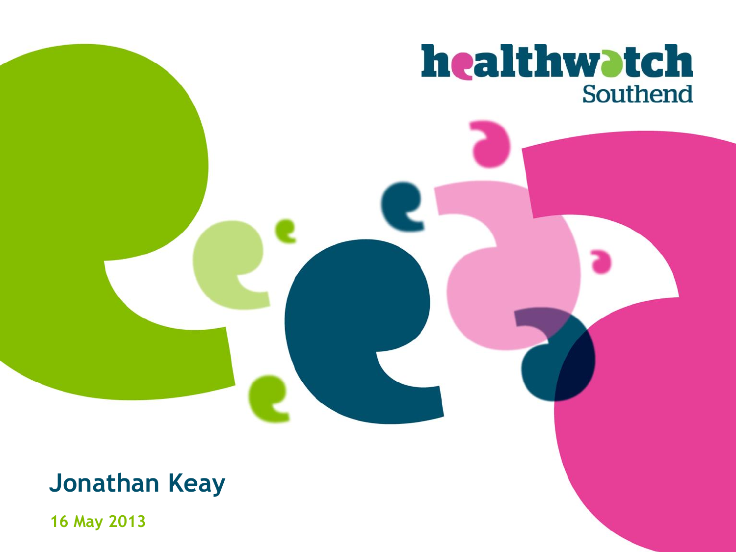healthwatch Southend

**Jonathan Keay**

**16 May 2013**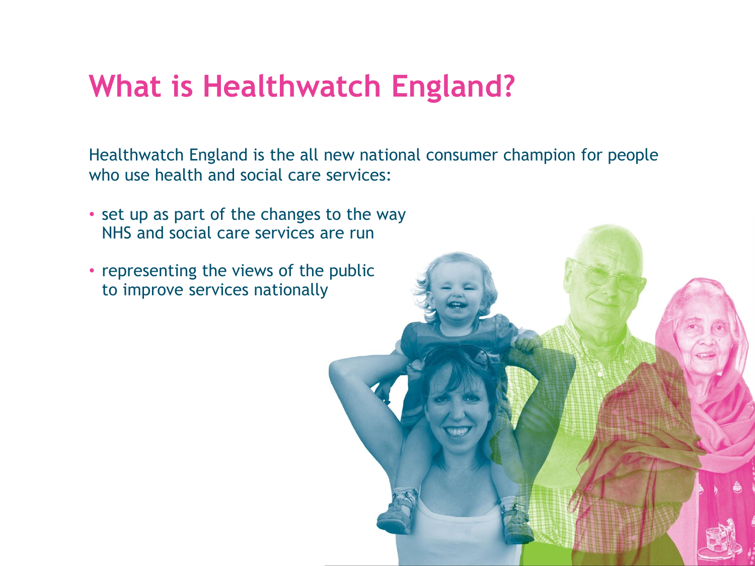# What is Healthwatch England?

Healthwatch England is the all new national consumer champion for people who use health and social care services:

- set up as part of the changes to the way NHS and social care services are run
- representing the views of the public to improve services nationally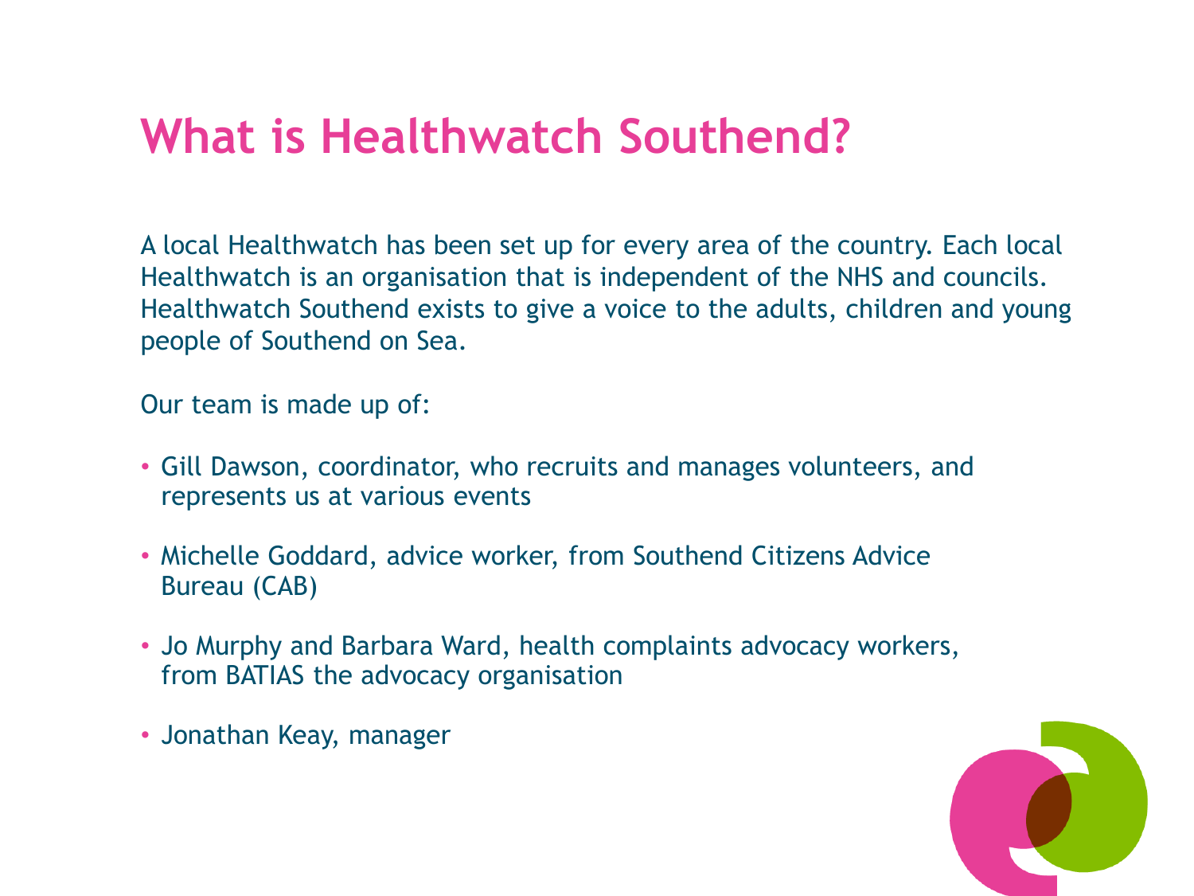# What is Healthwatch Southend?

A local Healthwatch has been set up for every area of the country. Each local Healthwatch is an organisation that is independent of the NHS and councils. Healthwatch Southend exists to give a voice to the adults, children and young people of Southend on Sea.

Our team is made up of:

- Gill Dawson, coordinator, who recruits and manages volunteers, and represents us at various events
- Michelle Goddard, advice worker, from Southend Citizens Advice Bureau (CAB)
- Jo Murphy and Barbara Ward, health complaints advocacy workers, from BATIAS the advocacy organisation
- Jonathan Keay, manager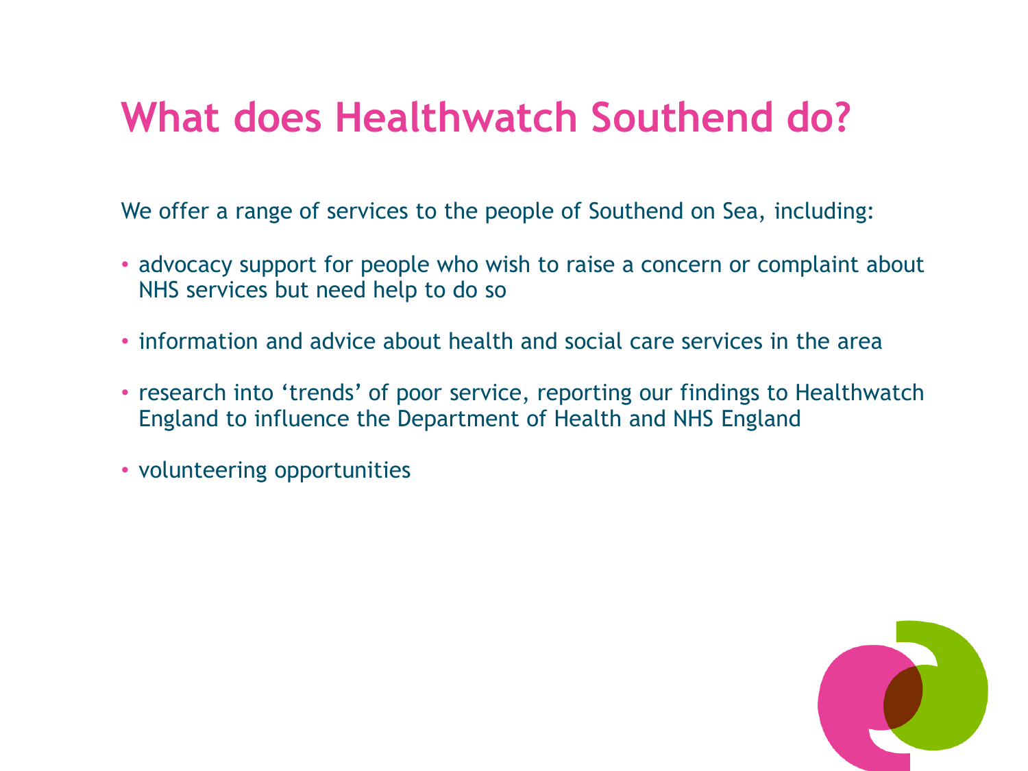# What does Healthwatch Southend do?

We offer a range of services to the people of Southend on Sea, including:

- advocacy support for people who wish to raise a concern or complaint about NHS services but need help to do so
- information and advice about health and social care services in the area
- research into ‘trends’ of poor service, reporting our findings to Healthwatch England to influence the Department of Health and NHS England
- volunteering opportunities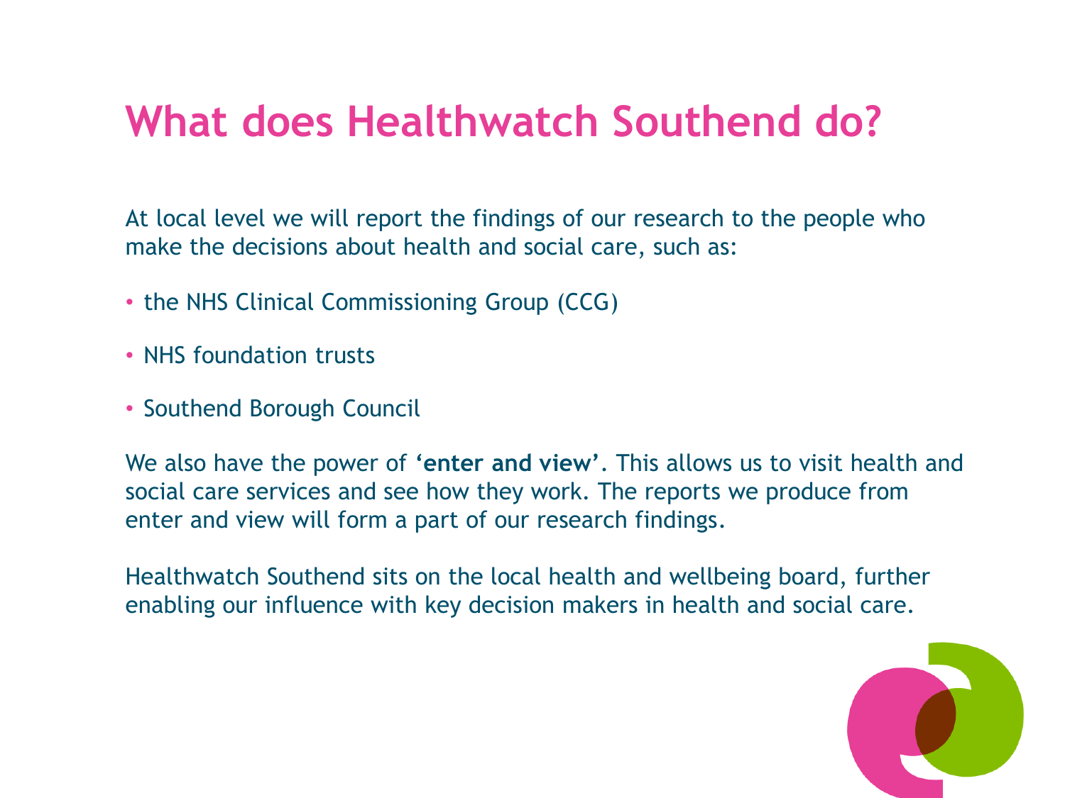# What does Healthwatch Southend do?

At local level we will report the findings of our research to the people who make the decisions about health and social care, such as:

- the NHS Clinical Commissioning Group (CCG)
- NHS foundation trusts
- Southend Borough Council

We also have the power of **'enter and view'**. This allows us to visit health and social care services and see how they work. The reports we produce from enter and view will form a part of our research findings.

Healthwatch Southend sits on the local health and wellbeing board, further enabling our influence with key decision makers in health and social care.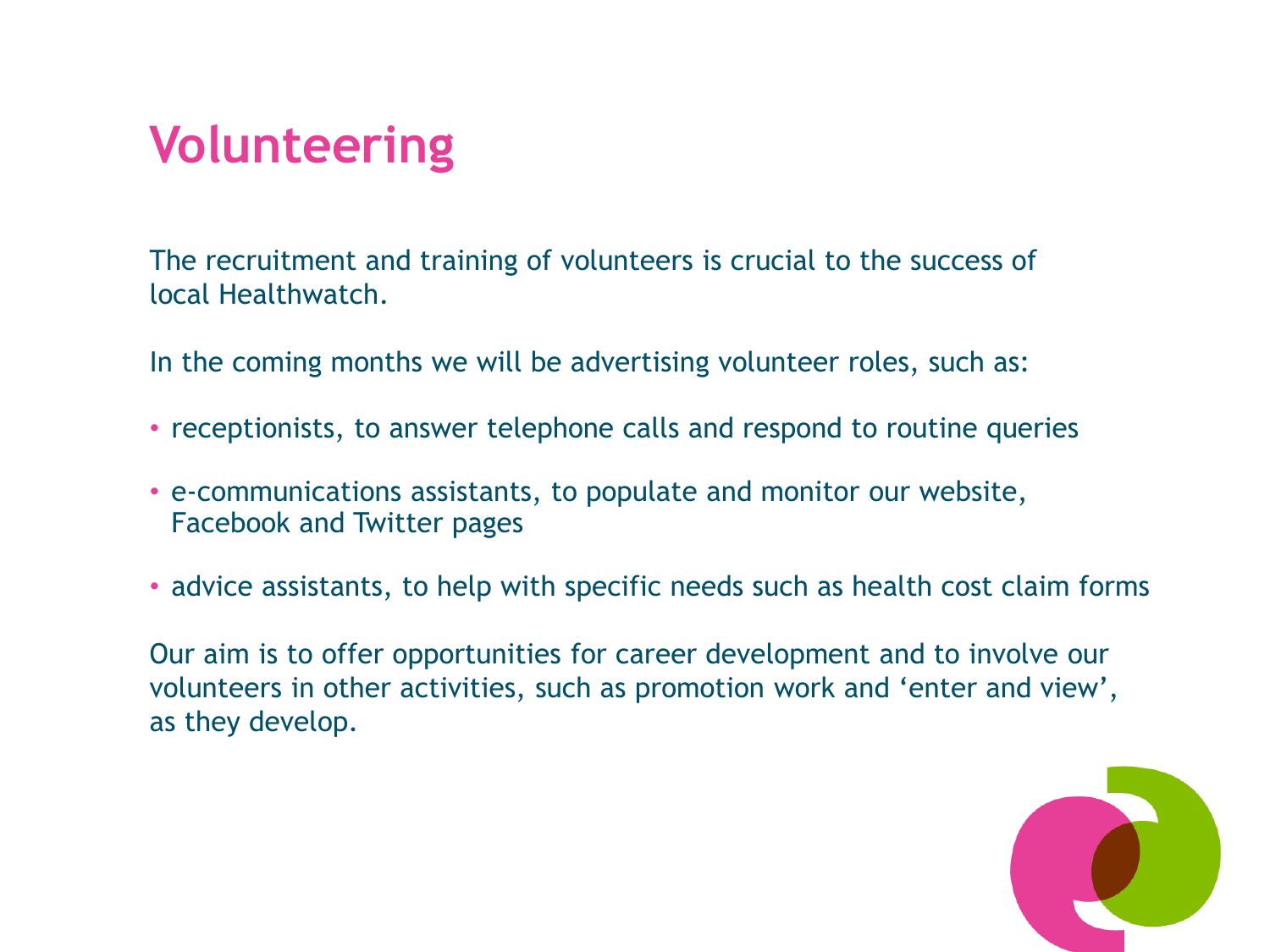# Volunteering

The recruitment and training of volunteers is crucial to the success of local Healthwatch.

In the coming months we will be advertising volunteer roles, such as:

- receptionists, to answer telephone calls and respond to routine queries
- e-communications assistants, to populate and monitor our website, Facebook and Twitter pages
- advice assistants, to help with specific needs such as health cost claim forms

Our aim is to offer opportunities for career development and to involve our volunteers in other activities, such as promotion work and 'enter and view', as they develop.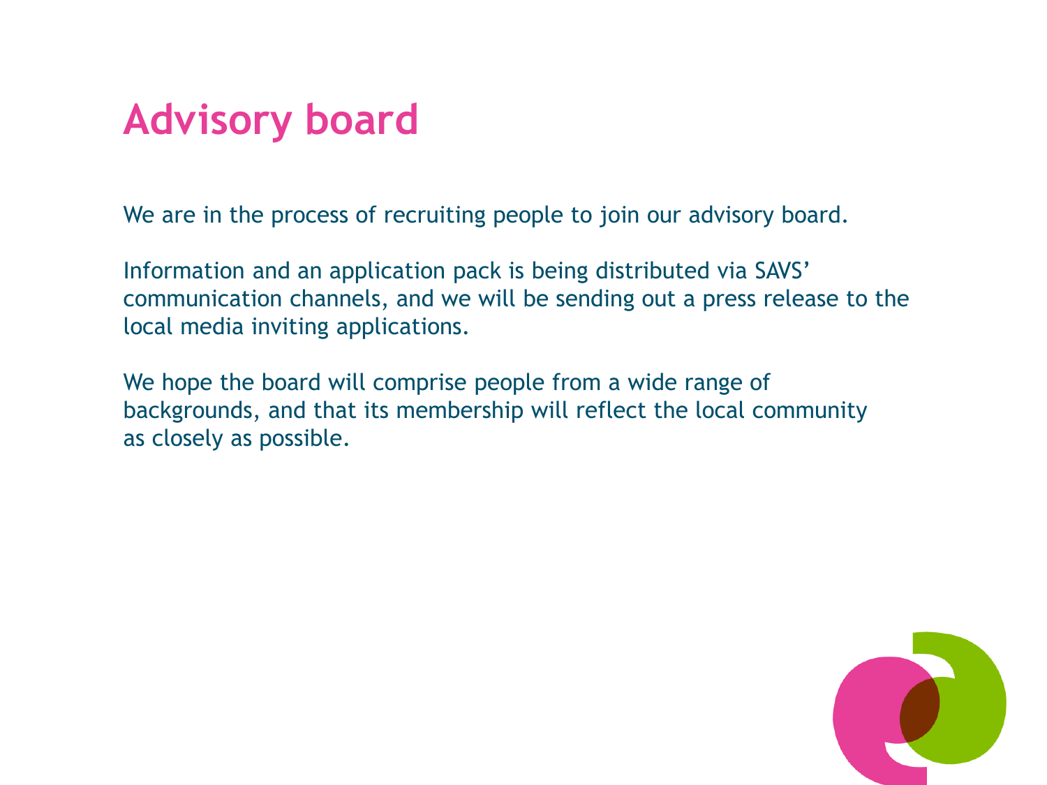# Advisory board

We are in the process of recruiting people to join our advisory board.

Information and an application pack is being distributed via SAVS' communication channels, and we will be sending out a press release to the local media inviting applications.

We hope the board will comprise people from a wide range of backgrounds, and that its membership will reflect the local community as closely as possible.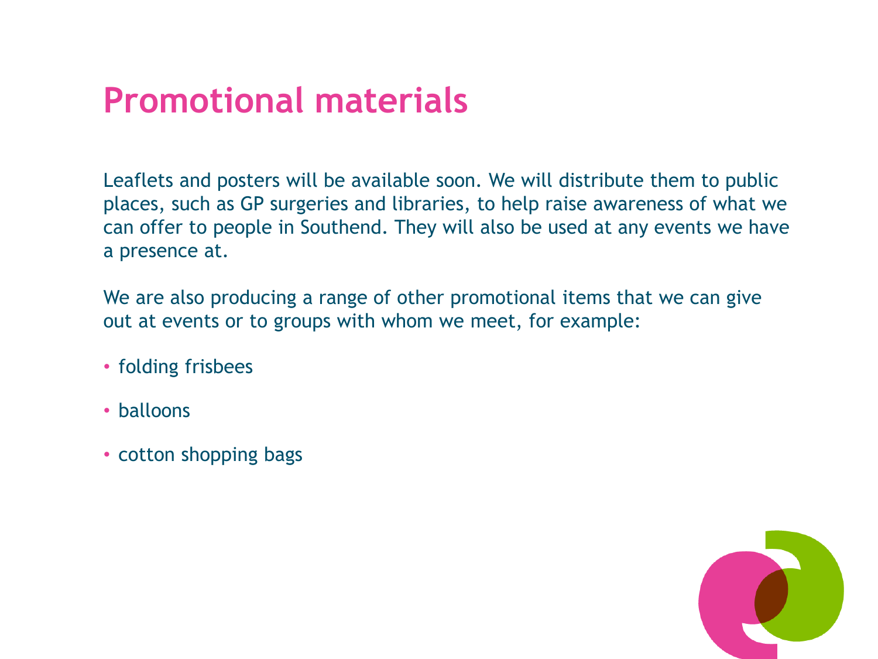# Promotional materials

Leaflets and posters will be available soon. We will distribute them to public places, such as GP surgeries and libraries, to help raise awareness of what we can offer to people in Southend. They will also be used at any events we have a presence at.

We are also producing a range of other promotional items that we can give out at events or to groups with whom we meet, for example:

- folding frisbees
- balloons
- cotton shopping bags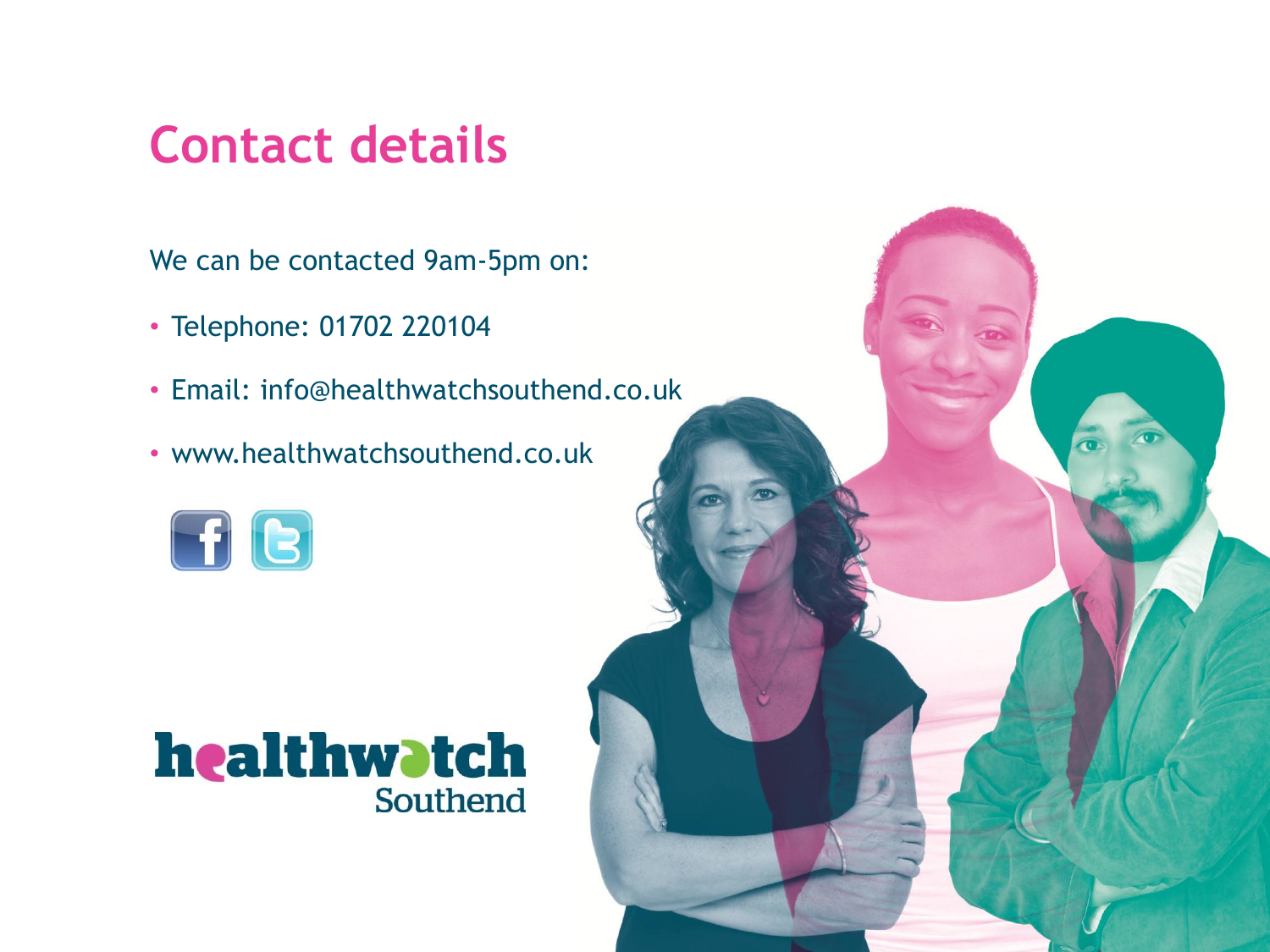# Contact details

We can be contacted 9am-5pm on:

- Telephone: 01702 220104
- Email: info@healthwatchsouthend.co.uk
- www.healthwatchsouthend.co.uk

healthwatch Southend